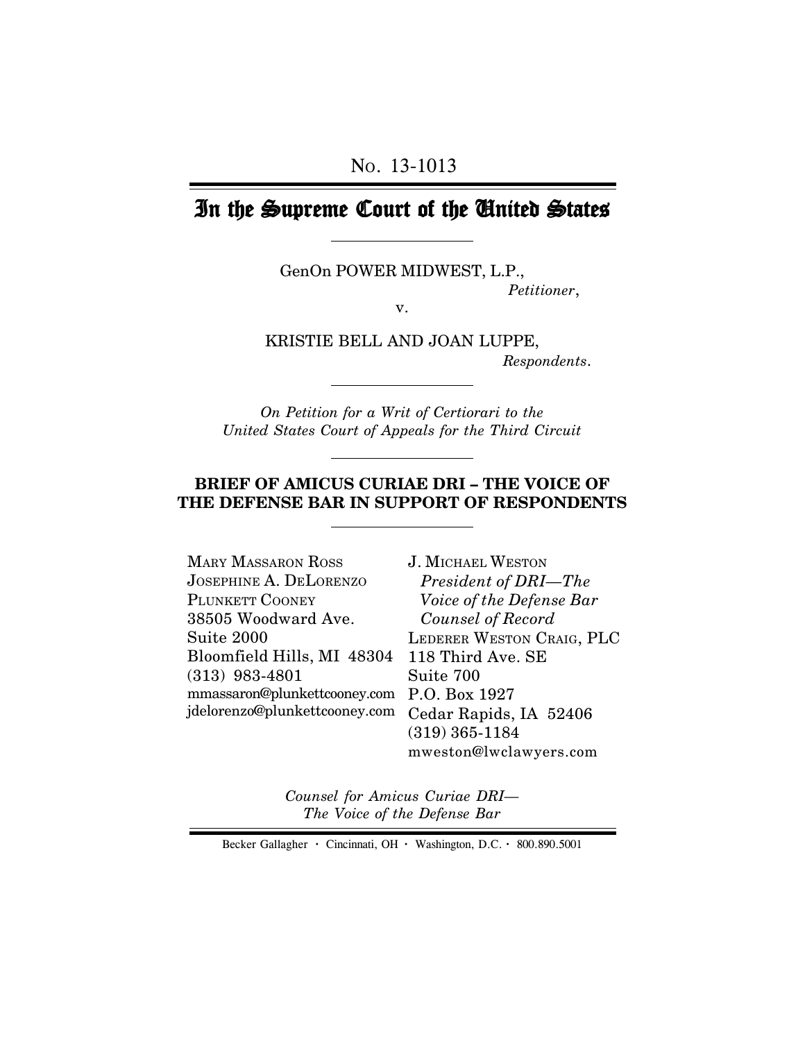NO. 13-1013

# In the Supreme Court of the United States

GenOn POWER MIDWEST, L.P.,
*Petitioner*,

v.

KRISTIE BELL AND JOAN LUPPE,
*Respondents*.

*On Petition for a Writ of Certiorari to the United States Court of Appeals for the Third Circuit*

**BRIEF OF AMICUS CURIAE DRI – THE VOICE OF THE DEFENSE BAR IN SUPPORT OF RESPONDENTS**

MARY MASSARON ROSS
JOSEPHINE A. DELORENZO
PLUNKETT COONEY
38505 Woodward Ave.
Suite 2000
Bloomfield Hills, MI 48304
(313) 983-4801
mmassaron@plunkettcooney.com
jdelorenzo@plunkettcooney.com

J. MICHAEL WESTON
*President of DRI—The Voice of the Defense Bar*
*Counsel of Record*
LEDERER WESTON CRAIG, PLC
118 Third Ave. SE
Suite 700
P.O. Box 1927
Cedar Rapids, IA 52406
(319) 365-1184
mweston@lwclawyers.com

*Counsel for Amicus Curiae DRI—The Voice of the Defense Bar*

Becker Gallagher · Cincinnati, OH · Washington, D.C. · 800.890.5001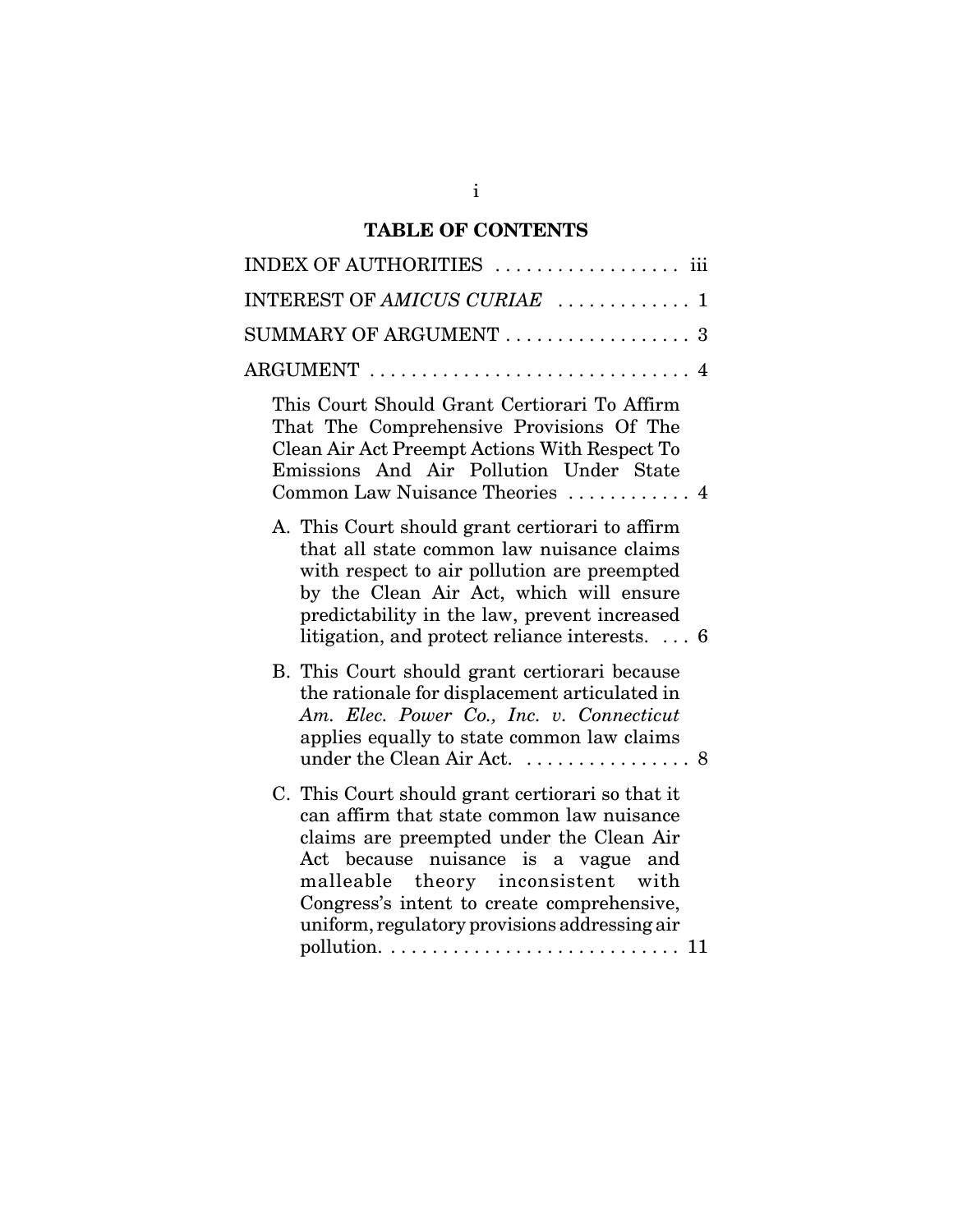## TABLE OF CONTENTS

INDEX OF AUTHORITIES . . . . . . . . . . . . . . . . . . iii

INTEREST OF *AMICUS CURIAE* . . . . . . . . . . . . 1

SUMMARY OF ARGUMENT . . . . . . . . . . . . . . . . . . 3

ARGUMENT . . . . . . . . . . . . . . . . . . . . . . . . . . . . . . 4

This Court Should Grant Certiorari To Affirm That The Comprehensive Provisions Of The Clean Air Act Preempt Actions With Respect To Emissions And Air Pollution Under State Common Law Nuisance Theories . . . . . . . . . . . . 4

A. This Court should grant certiorari to affirm that all state common law nuisance claims with respect to air pollution are preempted by the Clean Air Act, which will ensure predictability in the law, prevent increased litigation, and protect reliance interests. . . . 6

B. This Court should grant certiorari because the rationale for displacement articulated in *Am. Elec. Power Co., Inc. v. Connecticut* applies equally to state common law claims under the Clean Air Act. . . . . . . . . . . . . . . . . 8

C. This Court should grant certiorari so that it can affirm that state common law nuisance claims are preempted under the Clean Air Act because nuisance is a vague and malleable theory inconsistent with Congress's intent to create comprehensive, uniform, regulatory provisions addressing air pollution. . . . . . . . . . . . . . . . . . . . . . . . . . . . . 11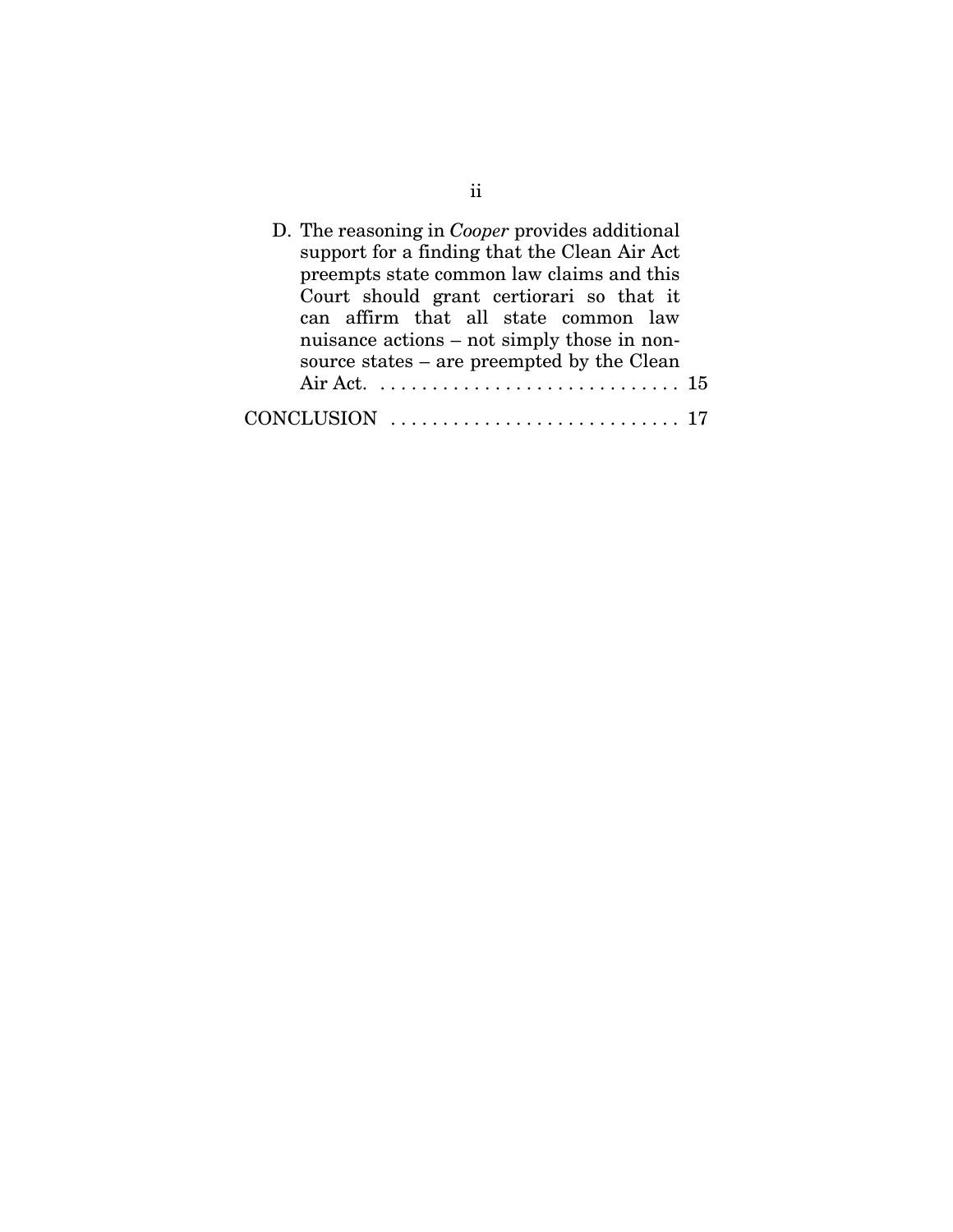D. The reasoning in *Cooper* provides additional support for a finding that the Clean Air Act preempts state common law claims and this Court should grant certiorari so that it can affirm that all state common law nuisance actions – not simply those in non-source states – are preempted by the Clean Air Act. . . . . . . . . . . . . . . . . . . . . . . . . . . . . . 15

CONCLUSION . . . . . . . . . . . . . . . . . . . . . . . . . . . . 17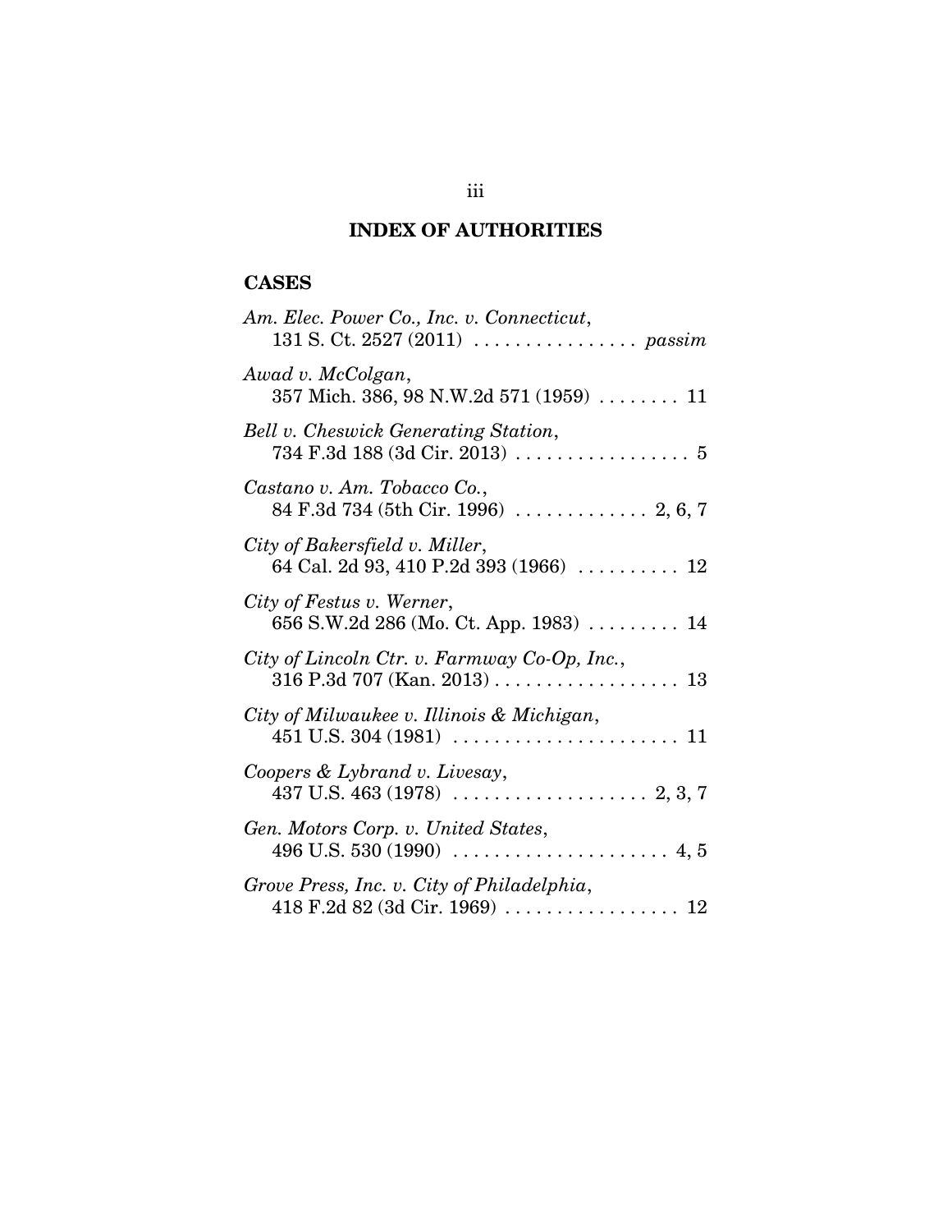# INDEX OF AUTHORITIES

## CASES

*Am. Elec. Power Co., Inc. v. Connecticut*, 131 S. Ct. 2527 (2011) ................ *passim*

*Awad v. McColgan*, 357 Mich. 386, 98 N.W.2d 571 (1959) ........ 11

*Bell v. Cheswick Generating Station*, 734 F.3d 188 (3d Cir. 2013) ................. 5

*Castano v. Am. Tobacco Co.*, 84 F.3d 734 (5th Cir. 1996) ............. 2, 6, 7

*City of Bakersfield v. Miller*, 64 Cal. 2d 93, 410 P.2d 393 (1966) .......... 12

*City of Festus v. Werner*, 656 S.W.2d 286 (Mo. Ct. App. 1983) ......... 14

*City of Lincoln Ctr. v. Farmway Co-Op, Inc.*, 316 P.3d 707 (Kan. 2013) .................. 13

*City of Milwaukee v. Illinois & Michigan*, 451 U.S. 304 (1981) ...................... 11

*Coopers & Lybrand v. Livesay*, 437 U.S. 463 (1978) ................... 2, 3, 7

*Gen. Motors Corp. v. United States*, 496 U.S. 530 (1990) ..................... 4, 5

*Grove Press, Inc. v. City of Philadelphia*, 418 F.2d 82 (3d Cir. 1969) ................. 12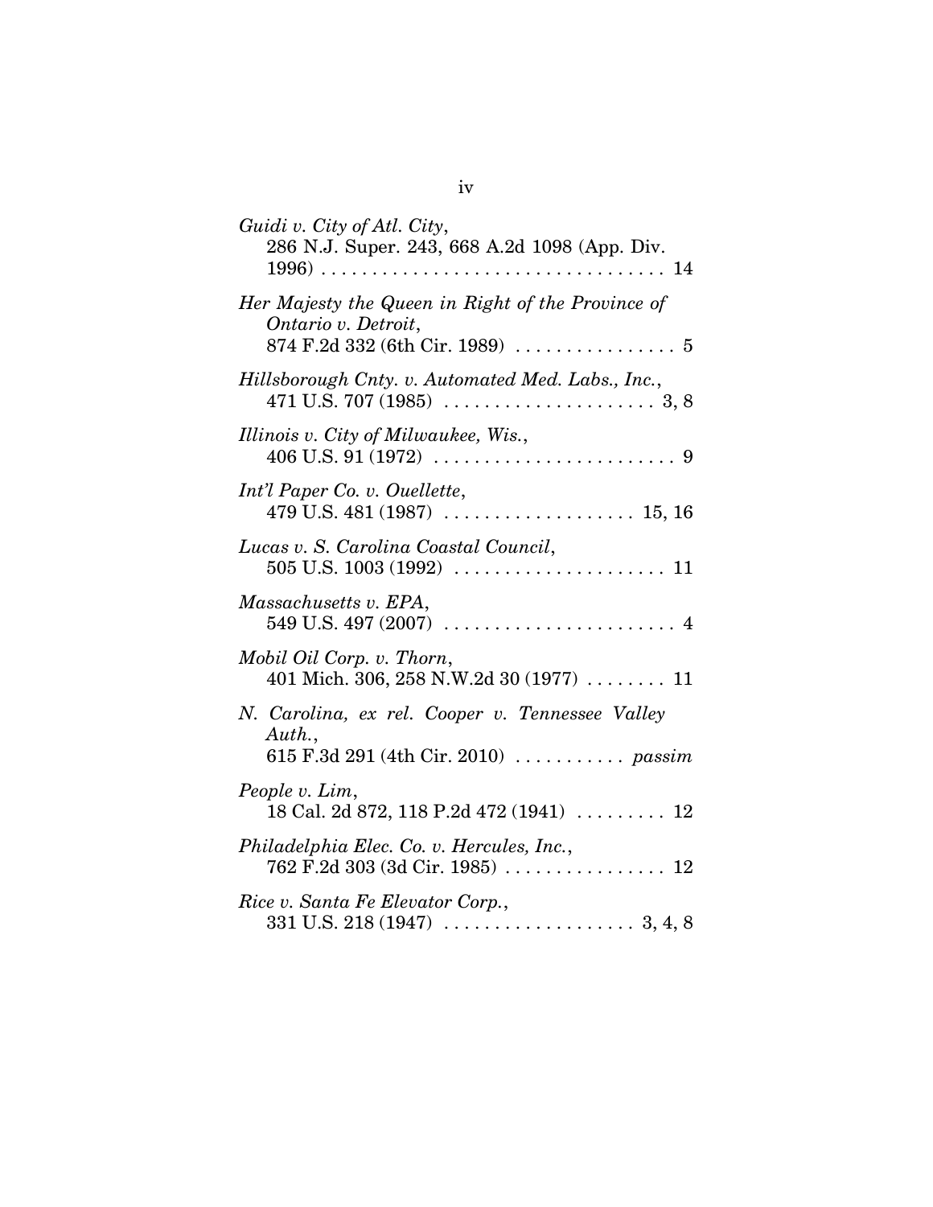*Guidi v. City of Atl. City*,
286 N.J. Super. 243, 668 A.2d 1098 (App. Div. 1996) . . . . . . . . . . . . . . . . . . . . . . . . . . . . . . . . . . 14

*Her Majesty the Queen in Right of the Province of Ontario v. Detroit*,
874 F.2d 332 (6th Cir. 1989) . . . . . . . . . . . . . . . . 5

*Hillsborough Cnty. v. Automated Med. Labs., Inc.*,
471 U.S. 707 (1985) . . . . . . . . . . . . . . . . . . . . . 3, 8

*Illinois v. City of Milwaukee, Wis.*,
406 U.S. 91 (1972) . . . . . . . . . . . . . . . . . . . . . . . . 9

*Int'l Paper Co. v. Ouellette*,
479 U.S. 481 (1987) . . . . . . . . . . . . . . . . . . . 15, 16

*Lucas v. S. Carolina Coastal Council*,
505 U.S. 1003 (1992) . . . . . . . . . . . . . . . . . . . . . 11

*Massachusetts v. EPA*,
549 U.S. 497 (2007) . . . . . . . . . . . . . . . . . . . . . . . 4

*Mobil Oil Corp. v. Thorn*,
401 Mich. 306, 258 N.W.2d 30 (1977) . . . . . . . . 11

*N. Carolina, ex rel. Cooper v. Tennessee Valley Auth.*,
615 F.3d 291 (4th Cir. 2010) . . . . . . . . . . . *passim*

*People v. Lim*,
18 Cal. 2d 872, 118 P.2d 472 (1941) . . . . . . . . . 12

*Philadelphia Elec. Co. v. Hercules, Inc.*,
762 F.2d 303 (3d Cir. 1985) . . . . . . . . . . . . . . . . 12

*Rice v. Santa Fe Elevator Corp.*,
331 U.S. 218 (1947) . . . . . . . . . . . . . . . . . . . 3, 4, 8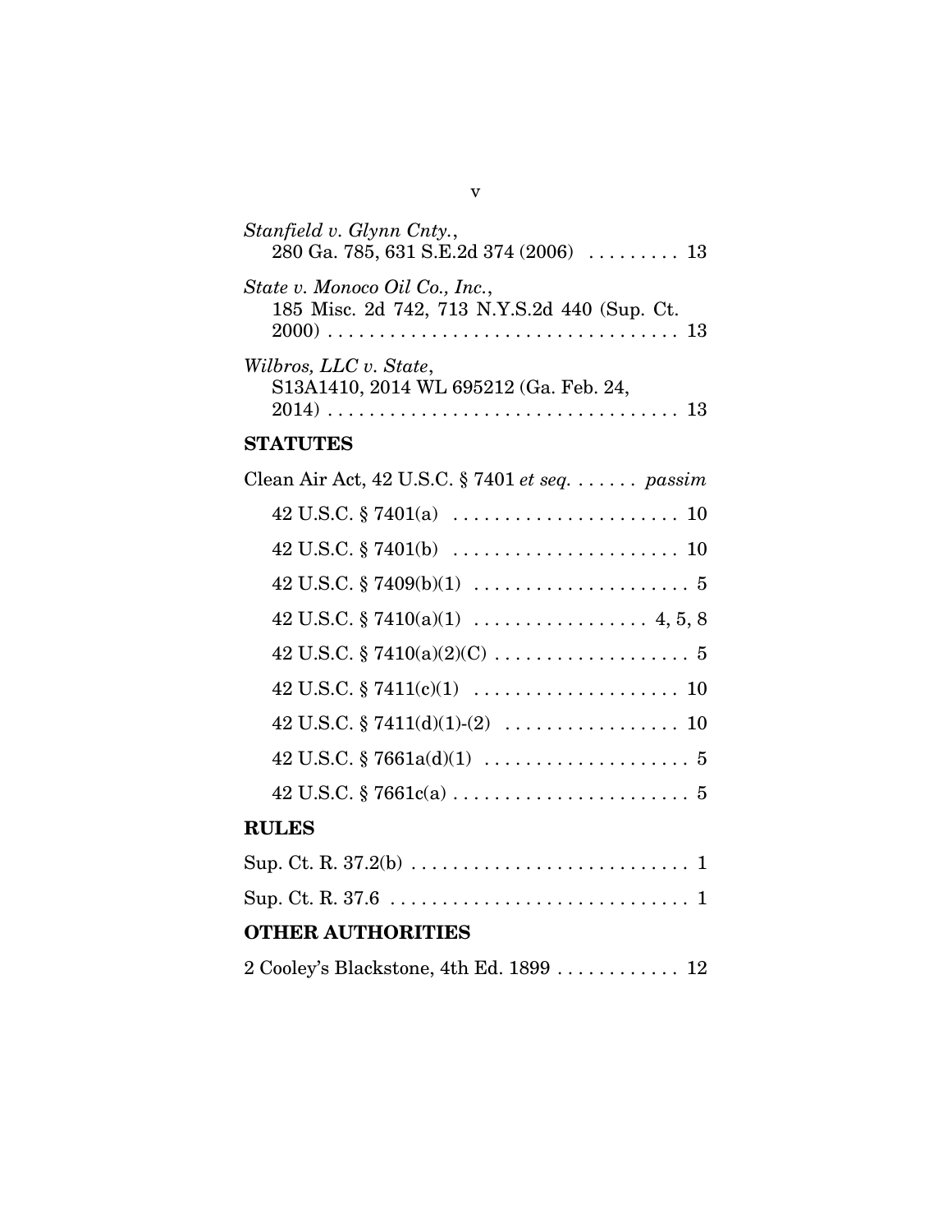*Stanfield v. Glynn Cnty.*,
280 Ga. 785, 631 S.E.2d 374 (2006) . . . . . . . . . 13

*State v. Monoco Oil Co., Inc.*,
185 Misc. 2d 742, 713 N.Y.S.2d 440 (Sup. Ct. 2000) . . . . . . . . . . . . . . . . . . . . . . . . . . . . . . . . . 13

*Wilbros, LLC v. State*,
S13A1410, 2014 WL 695212 (Ga. Feb. 24, 2014) . . . . . . . . . . . . . . . . . . . . . . . . . . . . . . . . . 13

## STATUTES

Clean Air Act, 42 U.S.C. § 7401 *et seq.* . . . . . . *passim*

42 U.S.C. § 7401(a) . . . . . . . . . . . . . . . . . . . . . 10

42 U.S.C. § 7401(b) . . . . . . . . . . . . . . . . . . . . . 10

42 U.S.C. § 7409(b)(1) . . . . . . . . . . . . . . . . . . . . 5

42 U.S.C. § 7410(a)(1) . . . . . . . . . . . . . . . . 4, 5, 8

42 U.S.C. § 7410(a)(2)(C) . . . . . . . . . . . . . . . . . . 5

42 U.S.C. § 7411(c)(1) . . . . . . . . . . . . . . . . . . . 10

42 U.S.C. § 7411(d)(1)-(2) . . . . . . . . . . . . . . . . 10

42 U.S.C. § 7661a(d)(1) . . . . . . . . . . . . . . . . . . . 5

42 U.S.C. § 7661c(a) . . . . . . . . . . . . . . . . . . . . . . 5

## RULES

Sup. Ct. R. 37.2(b) . . . . . . . . . . . . . . . . . . . . . . . . . . 1

Sup. Ct. R. 37.6 . . . . . . . . . . . . . . . . . . . . . . . . . . . . 1

## OTHER AUTHORITIES

2 Cooley's Blackstone, 4th Ed. 1899 . . . . . . . . . . . . 12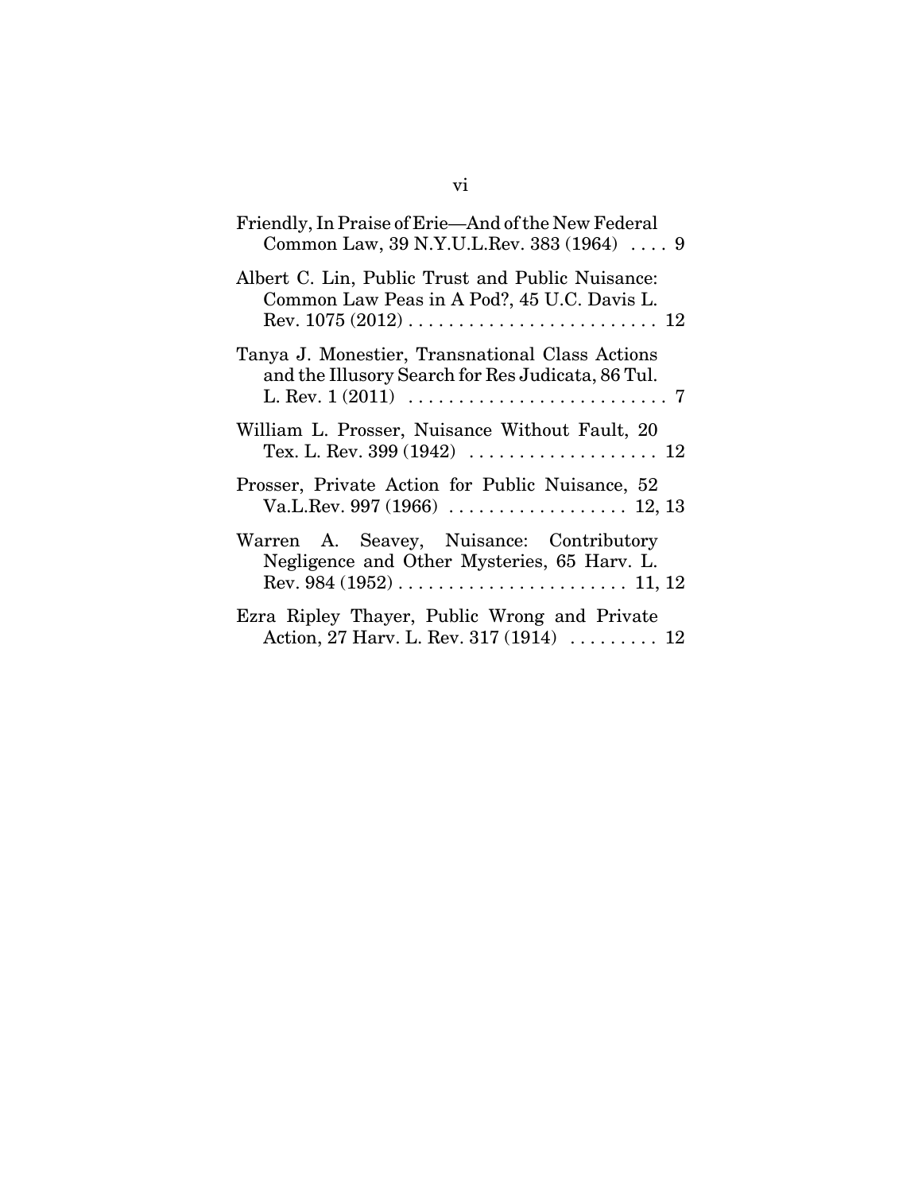Friendly, In Praise of Erie—And of the New Federal Common Law, 39 N.Y.U.L.Rev. 383 (1964) .... 9

Albert C. Lin, Public Trust and Public Nuisance: Common Law Peas in A Pod?, 45 U.C. Davis L. Rev. 1075 (2012) .......................... 12

Tanya J. Monestier, Transnational Class Actions and the Illusory Search for Res Judicata, 86 Tul. L. Rev. 1 (2011) .......................... 7

William L. Prosser, Nuisance Without Fault, 20 Tex. L. Rev. 399 (1942) .................... 12

Prosser, Private Action for Public Nuisance, 52 Va.L.Rev. 997 (1966) .................. 12, 13

Warren A. Seavey, Nuisance: Contributory Negligence and Other Mysteries, 65 Harv. L. Rev. 984 (1952) ....................... 11, 12

Ezra Ripley Thayer, Public Wrong and Private Action, 27 Harv. L. Rev. 317 (1914) ......... 12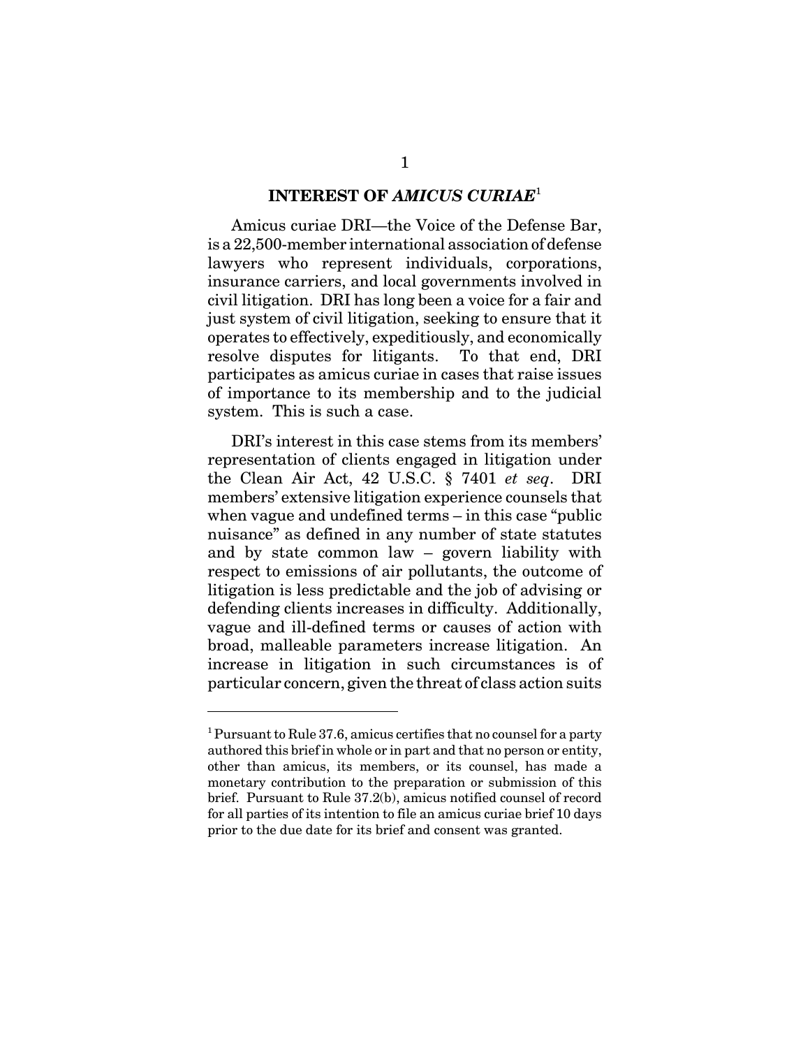## INTEREST OF *AMICUS CURIAE*[1]

Amicus curiae DRI—the Voice of the Defense Bar, is a 22,500-member international association of defense lawyers who represent individuals, corporations, insurance carriers, and local governments involved in civil litigation. DRI has long been a voice for a fair and just system of civil litigation, seeking to ensure that it operates to effectively, expeditiously, and economically resolve disputes for litigants. To that end, DRI participates as amicus curiae in cases that raise issues of importance to its membership and to the judicial system. This is such a case.

DRI's interest in this case stems from its members' representation of clients engaged in litigation under the Clean Air Act, 42 U.S.C. § 7401 *et seq*. DRI members' extensive litigation experience counsels that when vague and undefined terms – in this case "public nuisance" as defined in any number of state statutes and by state common law – govern liability with respect to emissions of air pollutants, the outcome of litigation is less predictable and the job of advising or defending clients increases in difficulty. Additionally, vague and ill-defined terms or causes of action with broad, malleable parameters increase litigation. An increase in litigation in such circumstances is of particular concern, given the threat of class action suits

---

[1] Pursuant to Rule 37.6, amicus certifies that no counsel for a party authored this brief in whole or in part and that no person or entity, other than amicus, its members, or its counsel, has made a monetary contribution to the preparation or submission of this brief. Pursuant to Rule 37.2(b), amicus notified counsel of record for all parties of its intention to file an amicus curiae brief 10 days prior to the due date for its brief and consent was granted.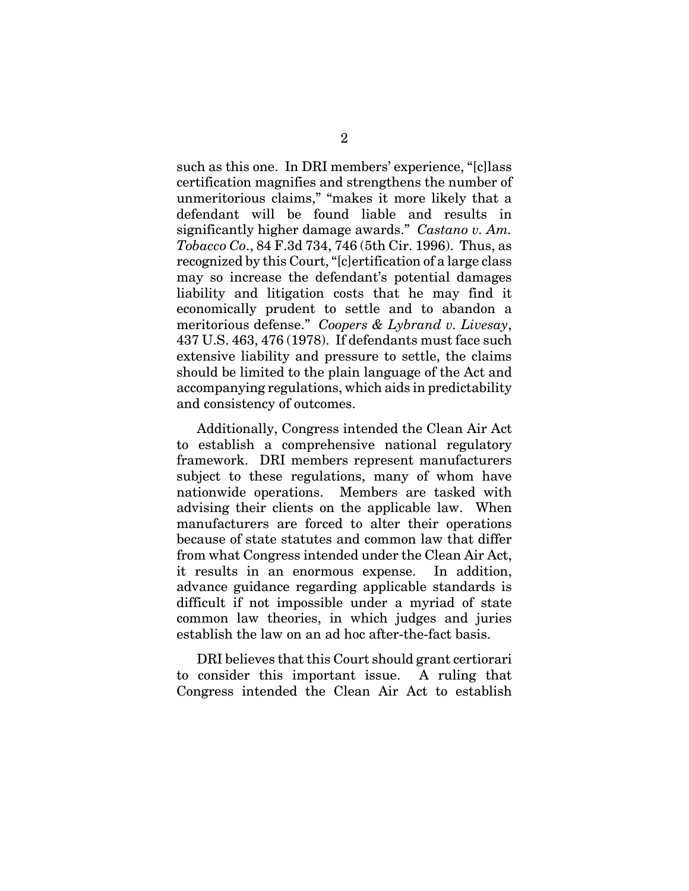such as this one. In DRI members' experience, "[c]lass certification magnifies and strengthens the number of unmeritorious claims," "makes it more likely that a defendant will be found liable and results in significantly higher damage awards." *Castano v. Am. Tobacco Co*., 84 F.3d 734, 746 (5th Cir. 1996). Thus, as recognized by this Court, "[c]ertification of a large class may so increase the defendant's potential damages liability and litigation costs that he may find it economically prudent to settle and to abandon a meritorious defense." *Coopers & Lybrand v. Livesay*, 437 U.S. 463, 476 (1978). If defendants must face such extensive liability and pressure to settle, the claims should be limited to the plain language of the Act and accompanying regulations, which aids in predictability and consistency of outcomes.

Additionally, Congress intended the Clean Air Act to establish a comprehensive national regulatory framework. DRI members represent manufacturers subject to these regulations, many of whom have nationwide operations. Members are tasked with advising their clients on the applicable law. When manufacturers are forced to alter their operations because of state statutes and common law that differ from what Congress intended under the Clean Air Act, it results in an enormous expense. In addition, advance guidance regarding applicable standards is difficult if not impossible under a myriad of state common law theories, in which judges and juries establish the law on an ad hoc after-the-fact basis.

DRI believes that this Court should grant certiorari to consider this important issue. A ruling that Congress intended the Clean Air Act to establish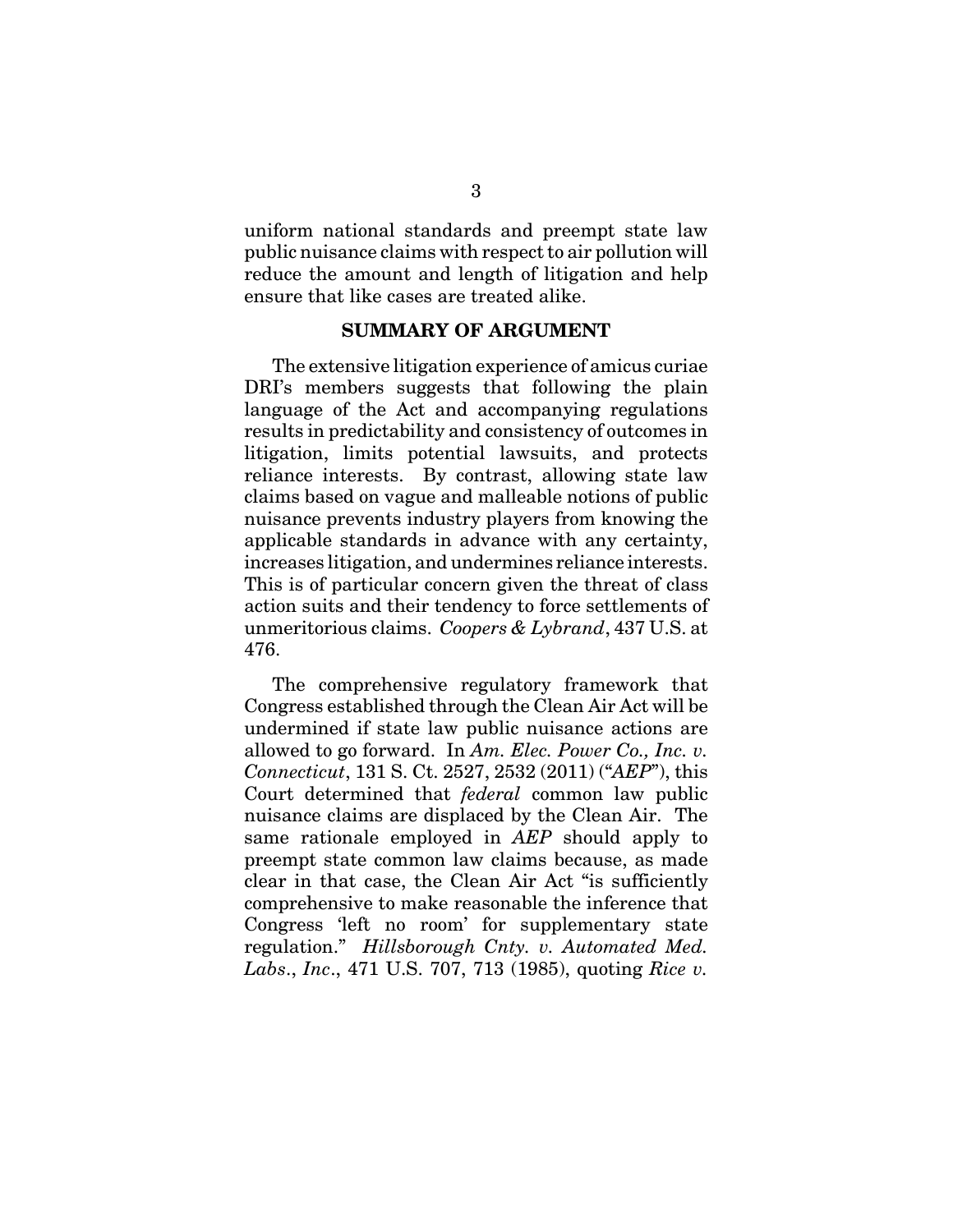uniform national standards and preempt state law public nuisance claims with respect to air pollution will reduce the amount and length of litigation and help ensure that like cases are treated alike.

## SUMMARY OF ARGUMENT

The extensive litigation experience of amicus curiae DRI's members suggests that following the plain language of the Act and accompanying regulations results in predictability and consistency of outcomes in litigation, limits potential lawsuits, and protects reliance interests. By contrast, allowing state law claims based on vague and malleable notions of public nuisance prevents industry players from knowing the applicable standards in advance with any certainty, increases litigation, and undermines reliance interests. This is of particular concern given the threat of class action suits and their tendency to force settlements of unmeritorious claims. *Coopers & Lybrand*, 437 U.S. at 476.

The comprehensive regulatory framework that Congress established through the Clean Air Act will be undermined if state law public nuisance actions are allowed to go forward. In *Am. Elec. Power Co., Inc. v. Connecticut*, 131 S. Ct. 2527, 2532 (2011) ("*AEP*"), this Court determined that *federal* common law public nuisance claims are displaced by the Clean Air. The same rationale employed in *AEP* should apply to preempt state common law claims because, as made clear in that case, the Clean Air Act "is sufficiently comprehensive to make reasonable the inference that Congress 'left no room' for supplementary state regulation." *Hillsborough Cnty. v. Automated Med. Labs., Inc.*, 471 U.S. 707, 713 (1985), quoting *Rice v.*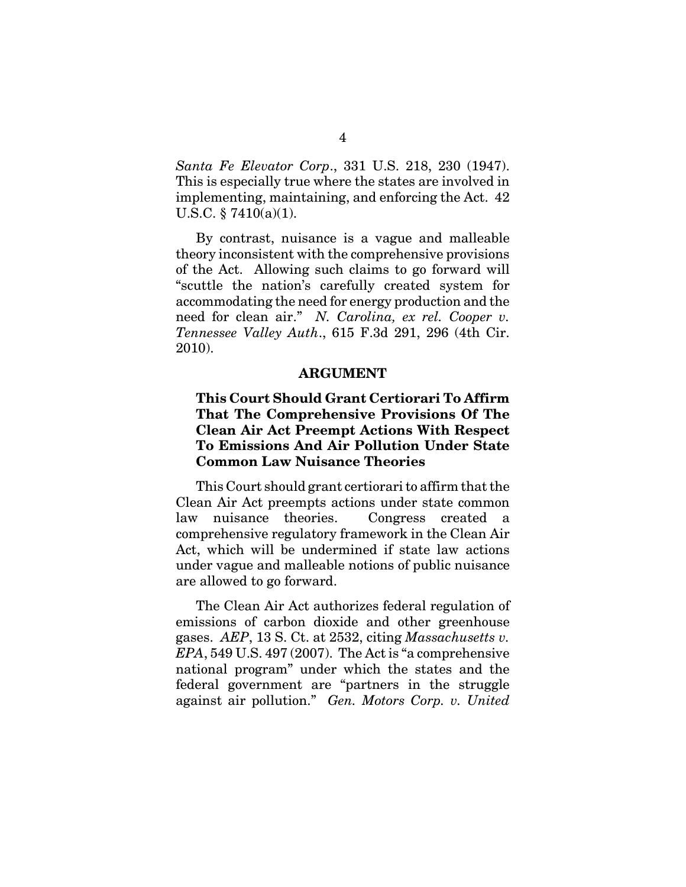*Santa Fe Elevator Corp*., 331 U.S. 218, 230 (1947). This is especially true where the states are involved in implementing, maintaining, and enforcing the Act. 42 U.S.C. § 7410(a)(1).

By contrast, nuisance is a vague and malleable theory inconsistent with the comprehensive provisions of the Act. Allowing such claims to go forward will "scuttle the nation's carefully created system for accommodating the need for energy production and the need for clean air." *N. Carolina, ex rel. Cooper v. Tennessee Valley Auth*., 615 F.3d 291, 296 (4th Cir. 2010).

## ARGUMENT

### This Court Should Grant Certiorari To Affirm That The Comprehensive Provisions Of The Clean Air Act Preempt Actions With Respect To Emissions And Air Pollution Under State Common Law Nuisance Theories

This Court should grant certiorari to affirm that the Clean Air Act preempts actions under state common law nuisance theories. Congress created a comprehensive regulatory framework in the Clean Air Act, which will be undermined if state law actions under vague and malleable notions of public nuisance are allowed to go forward.

The Clean Air Act authorizes federal regulation of emissions of carbon dioxide and other greenhouse gases. *AEP*, 13 S. Ct. at 2532, citing *Massachusetts v. EPA*, 549 U.S. 497 (2007). The Act is "a comprehensive national program" under which the states and the federal government are "partners in the struggle against air pollution." *Gen. Motors Corp. v. United*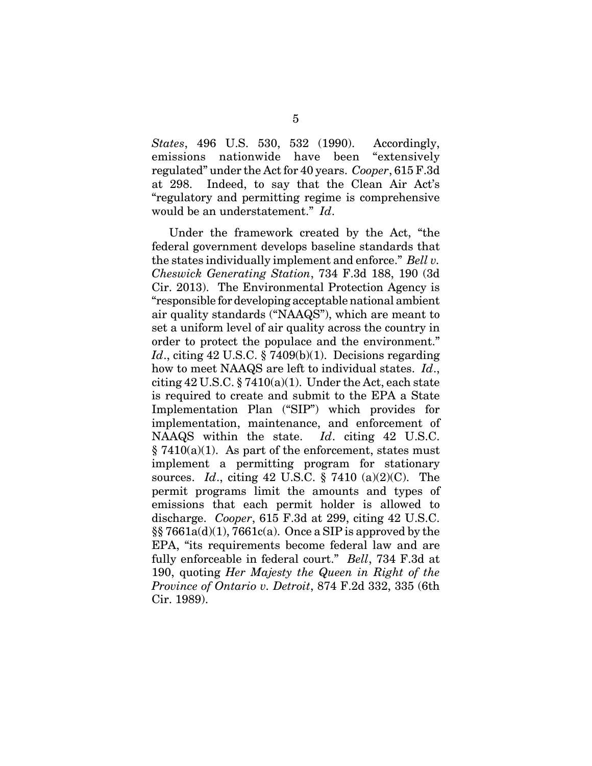*States*, 496 U.S. 530, 532 (1990). Accordingly, emissions nationwide have been "extensively regulated" under the Act for 40 years. *Cooper*, 615 F.3d at 298. Indeed, to say that the Clean Air Act's "regulatory and permitting regime is comprehensive would be an understatement." *Id*.

Under the framework created by the Act, "the federal government develops baseline standards that the states individually implement and enforce." *Bell v. Cheswick Generating Station*, 734 F.3d 188, 190 (3d Cir. 2013). The Environmental Protection Agency is "responsible for developing acceptable national ambient air quality standards ("NAAQS"), which are meant to set a uniform level of air quality across the country in order to protect the populace and the environment." *Id*., citing 42 U.S.C. § 7409(b)(1). Decisions regarding how to meet NAAQS are left to individual states. *Id*., citing 42 U.S.C. § 7410(a)(1). Under the Act, each state is required to create and submit to the EPA a State Implementation Plan ("SIP") which provides for implementation, maintenance, and enforcement of NAAQS within the state. *Id*. citing 42 U.S.C. § 7410(a)(1). As part of the enforcement, states must implement a permitting program for stationary sources. *Id*., citing 42 U.S.C. § 7410 (a)(2)(C). The permit programs limit the amounts and types of emissions that each permit holder is allowed to discharge. *Cooper*, 615 F.3d at 299, citing 42 U.S.C. §§ 7661a(d)(1), 7661c(a). Once a SIP is approved by the EPA, "its requirements become federal law and are fully enforceable in federal court." *Bell*, 734 F.3d at 190, quoting *Her Majesty the Queen in Right of the Province of Ontario v. Detroit*, 874 F.2d 332, 335 (6th Cir. 1989).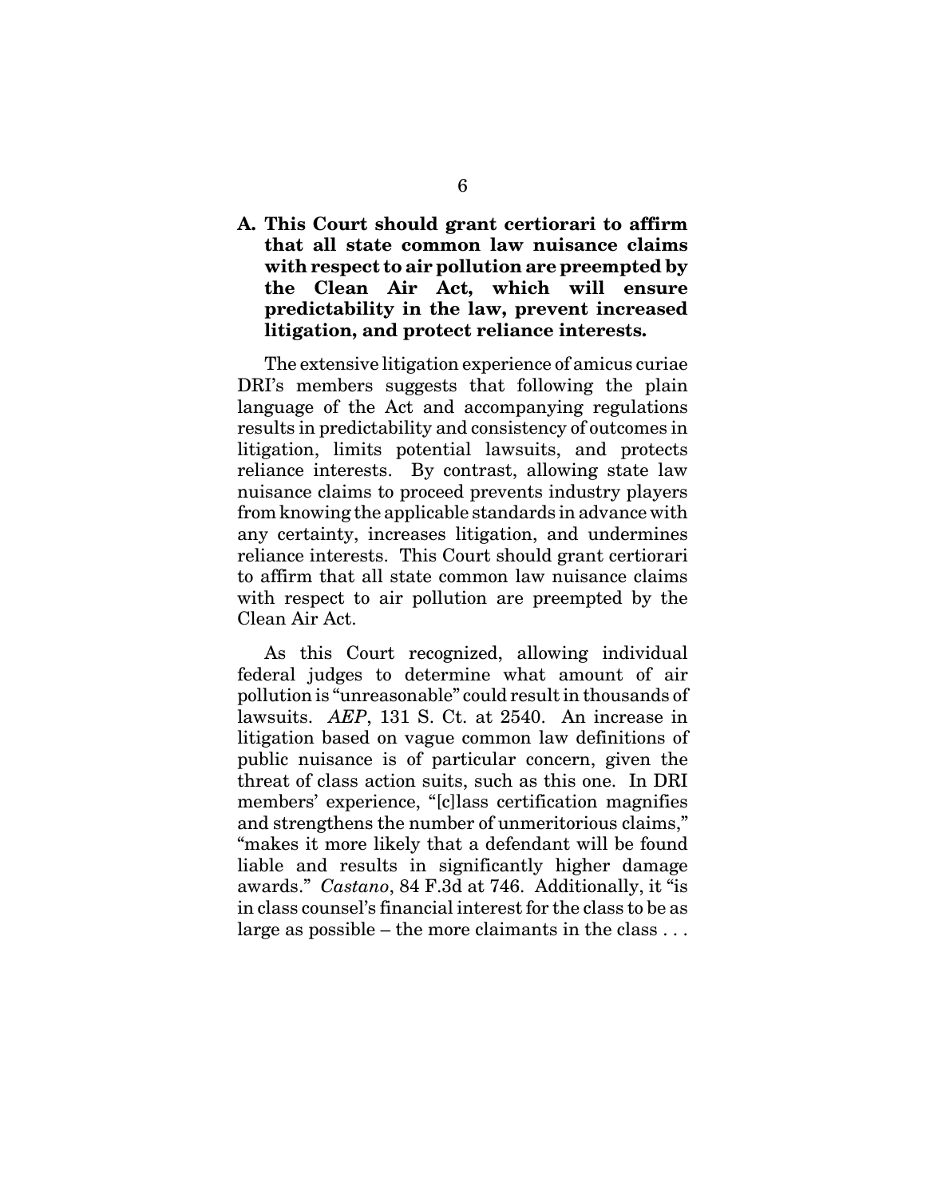### A. This Court should grant certiorari to affirm that all state common law nuisance claims with respect to air pollution are preempted by the Clean Air Act, which will ensure predictability in the law, prevent increased litigation, and protect reliance interests.

The extensive litigation experience of amicus curiae DRI's members suggests that following the plain language of the Act and accompanying regulations results in predictability and consistency of outcomes in litigation, limits potential lawsuits, and protects reliance interests. By contrast, allowing state law nuisance claims to proceed prevents industry players from knowing the applicable standards in advance with any certainty, increases litigation, and undermines reliance interests. This Court should grant certiorari to affirm that all state common law nuisance claims with respect to air pollution are preempted by the Clean Air Act.

As this Court recognized, allowing individual federal judges to determine what amount of air pollution is "unreasonable" could result in thousands of lawsuits. *AEP*, 131 S. Ct. at 2540. An increase in litigation based on vague common law definitions of public nuisance is of particular concern, given the threat of class action suits, such as this one. In DRI members' experience, "[c]lass certification magnifies and strengthens the number of unmeritorious claims," "makes it more likely that a defendant will be found liable and results in significantly higher damage awards." *Castano*, 84 F.3d at 746. Additionally, it "is in class counsel's financial interest for the class to be as large as possible – the more claimants in the class . . .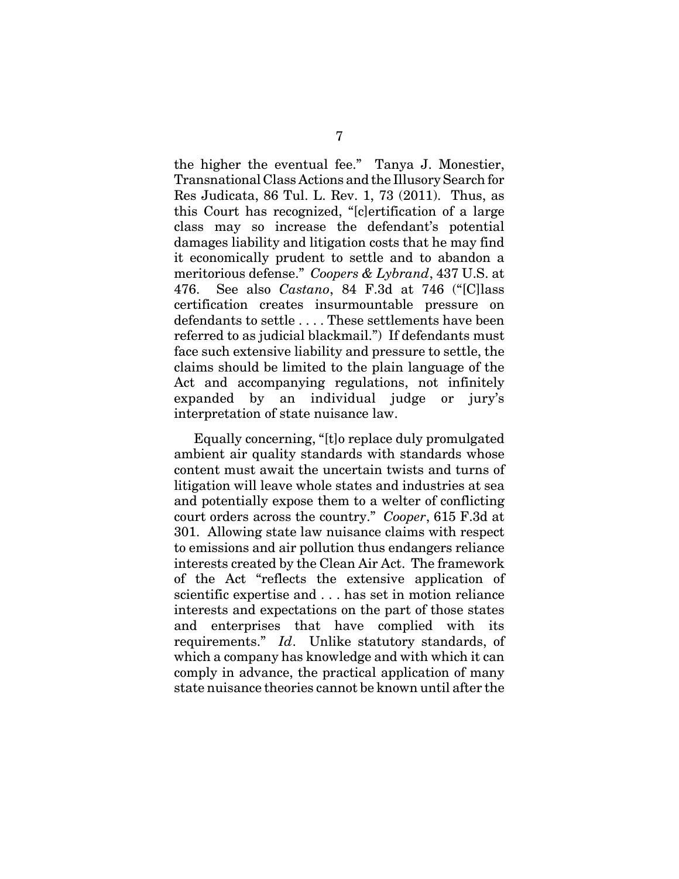the higher the eventual fee." Tanya J. Monestier, Transnational Class Actions and the Illusory Search for Res Judicata, 86 Tul. L. Rev. 1, 73 (2011). Thus, as this Court has recognized, "[c]ertification of a large class may so increase the defendant's potential damages liability and litigation costs that he may find it economically prudent to settle and to abandon a meritorious defense." *Coopers & Lybrand*, 437 U.S. at 476. See also *Castano*, 84 F.3d at 746 ("[C]lass certification creates insurmountable pressure on defendants to settle . . . . These settlements have been referred to as judicial blackmail.") If defendants must face such extensive liability and pressure to settle, the claims should be limited to the plain language of the Act and accompanying regulations, not infinitely expanded by an individual judge or jury's interpretation of state nuisance law.

Equally concerning, "[t]o replace duly promulgated ambient air quality standards with standards whose content must await the uncertain twists and turns of litigation will leave whole states and industries at sea and potentially expose them to a welter of conflicting court orders across the country." *Cooper*, 615 F.3d at 301. Allowing state law nuisance claims with respect to emissions and air pollution thus endangers reliance interests created by the Clean Air Act. The framework of the Act "reflects the extensive application of scientific expertise and . . . has set in motion reliance interests and expectations on the part of those states and enterprises that have complied with its requirements." *Id*. Unlike statutory standards, of which a company has knowledge and with which it can comply in advance, the practical application of many state nuisance theories cannot be known until after the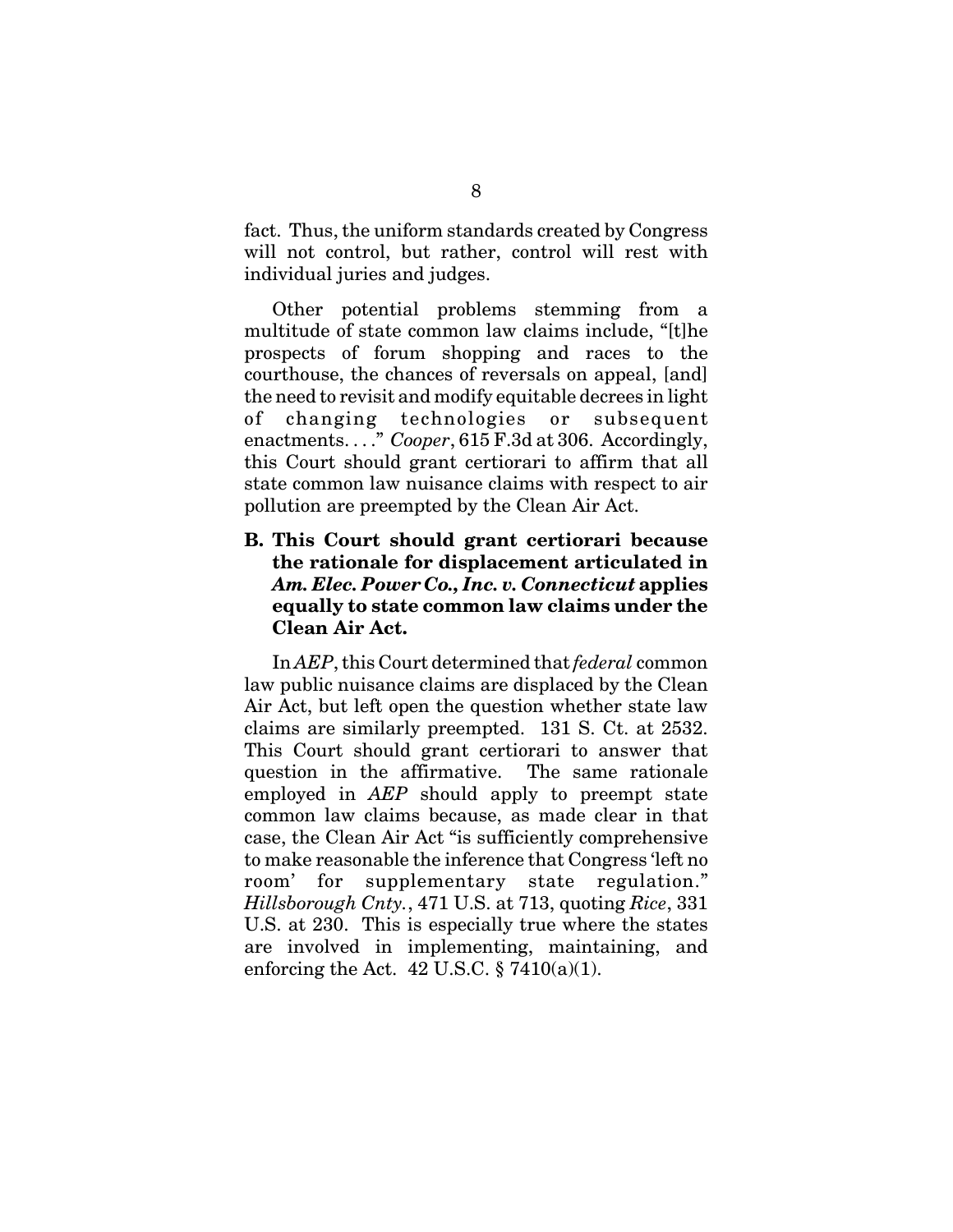fact. Thus, the uniform standards created by Congress will not control, but rather, control will rest with individual juries and judges.

Other potential problems stemming from a multitude of state common law claims include, "[t]he prospects of forum shopping and races to the courthouse, the chances of reversals on appeal, [and] the need to revisit and modify equitable decrees in light of changing technologies or subsequent enactments. . . ." *Cooper*, 615 F.3d at 306. Accordingly, this Court should grant certiorari to affirm that all state common law nuisance claims with respect to air pollution are preempted by the Clean Air Act.

### B. This Court should grant certiorari because the rationale for displacement articulated in *Am. Elec. Power Co., Inc. v. Connecticut* applies equally to state common law claims under the Clean Air Act.

In *AEP*, this Court determined that *federal* common law public nuisance claims are displaced by the Clean Air Act, but left open the question whether state law claims are similarly preempted. 131 S. Ct. at 2532. This Court should grant certiorari to answer that question in the affirmative. The same rationale employed in *AEP* should apply to preempt state common law claims because, as made clear in that case, the Clean Air Act "is sufficiently comprehensive to make reasonable the inference that Congress 'left no room' for supplementary state regulation." *Hillsborough Cnty.*, 471 U.S. at 713, quoting *Rice*, 331 U.S. at 230. This is especially true where the states are involved in implementing, maintaining, and enforcing the Act. 42 U.S.C. § 7410(a)(1).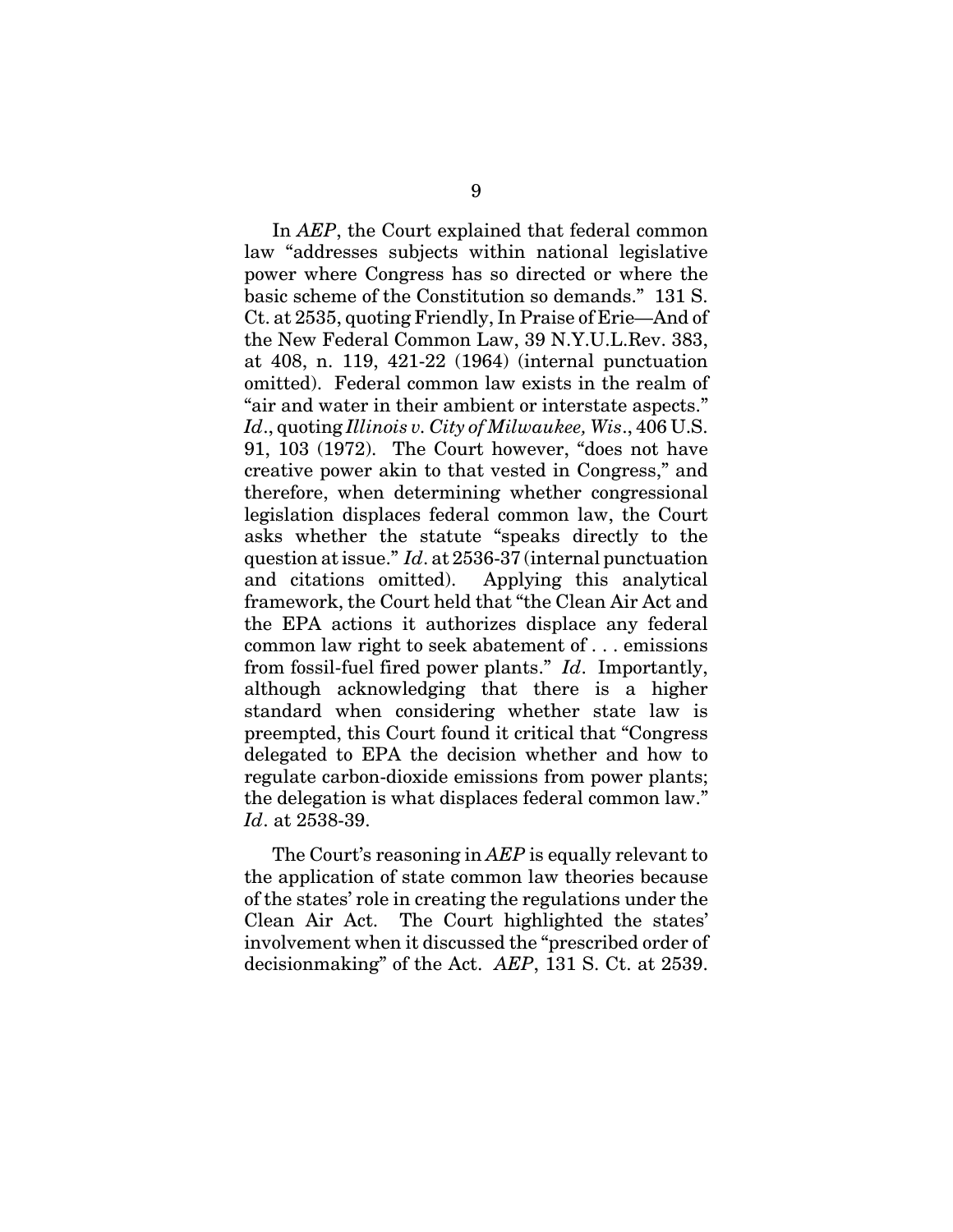In *AEP*, the Court explained that federal common law "addresses subjects within national legislative power where Congress has so directed or where the basic scheme of the Constitution so demands." 131 S. Ct. at 2535, quoting Friendly, In Praise of Erie—And of the New Federal Common Law, 39 N.Y.U.L.Rev. 383, at 408, n. 119, 421-22 (1964) (internal punctuation omitted). Federal common law exists in the realm of "air and water in their ambient or interstate aspects." *Id*., quoting *Illinois v. City of Milwaukee, Wis*., 406 U.S. 91, 103 (1972). The Court however, "does not have creative power akin to that vested in Congress," and therefore, when determining whether congressional legislation displaces federal common law, the Court asks whether the statute "speaks directly to the question at issue." *Id*. at 2536-37 (internal punctuation and citations omitted). Applying this analytical framework, the Court held that "the Clean Air Act and the EPA actions it authorizes displace any federal common law right to seek abatement of . . . emissions from fossil-fuel fired power plants." *Id*. Importantly, although acknowledging that there is a higher standard when considering whether state law is preempted, this Court found it critical that "Congress delegated to EPA the decision whether and how to regulate carbon-dioxide emissions from power plants; the delegation is what displaces federal common law." *Id*. at 2538-39.

The Court's reasoning in *AEP* is equally relevant to the application of state common law theories because of the states' role in creating the regulations under the Clean Air Act. The Court highlighted the states' involvement when it discussed the "prescribed order of decisionmaking" of the Act. *AEP*, 131 S. Ct. at 2539.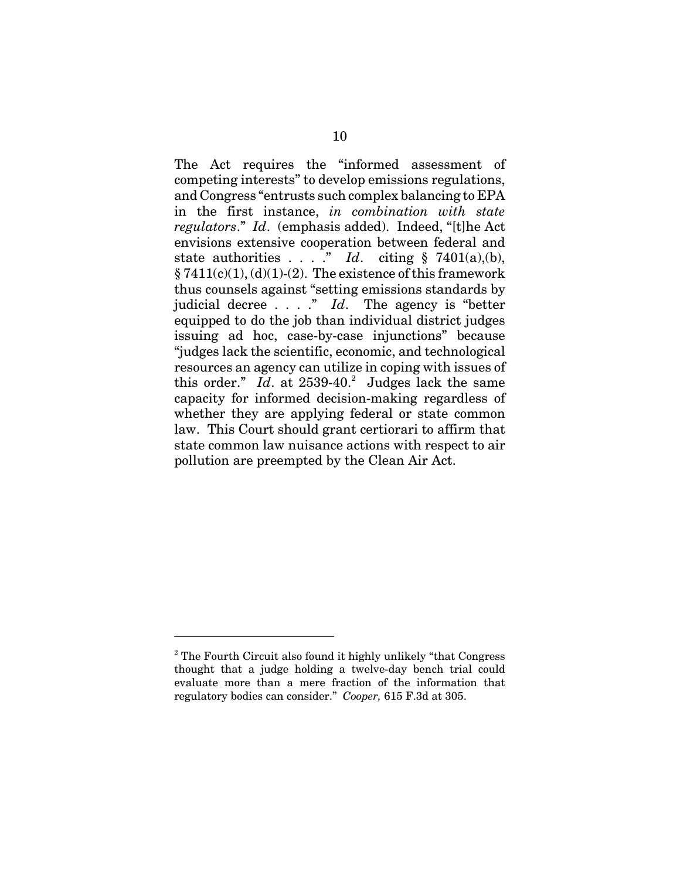The Act requires the "informed assessment of competing interests" to develop emissions regulations, and Congress "entrusts such complex balancing to EPA in the first instance, *in combination with state regulators*." *Id*. (emphasis added). Indeed, "[t]he Act envisions extensive cooperation between federal and state authorities . . . ." *Id*. citing § 7401(a),(b), § 7411(c)(1), (d)(1)-(2). The existence of this framework thus counsels against "setting emissions standards by judicial decree . . . ." *Id*. The agency is "better equipped to do the job than individual district judges issuing ad hoc, case-by-case injunctions" because "judges lack the scientific, economic, and technological resources an agency can utilize in coping with issues of this order." *Id*. at 2539-40.[2] Judges lack the same capacity for informed decision-making regardless of whether they are applying federal or state common law. This Court should grant certiorari to affirm that state common law nuisance actions with respect to air pollution are preempted by the Clean Air Act.

---

[2] The Fourth Circuit also found it highly unlikely "that Congress thought that a judge holding a twelve-day bench trial could evaluate more than a mere fraction of the information that regulatory bodies can consider." *Cooper,* 615 F.3d at 305.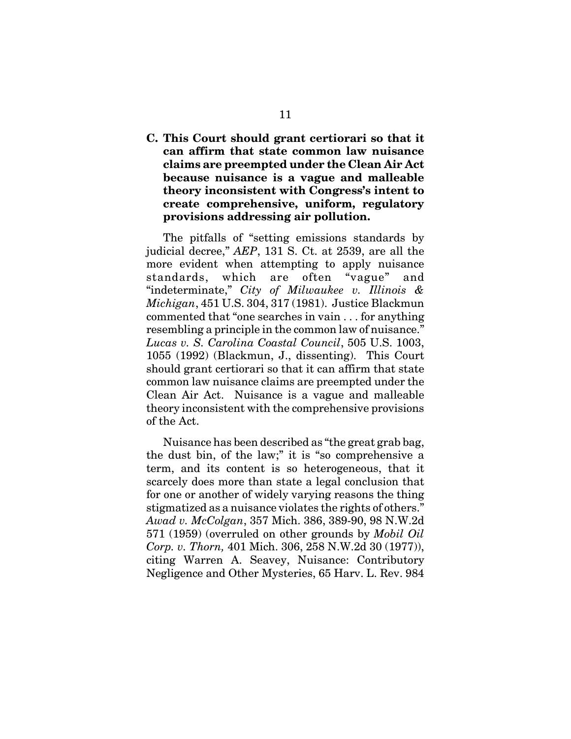### C. This Court should grant certiorari so that it can affirm that state common law nuisance claims are preempted under the Clean Air Act because nuisance is a vague and malleable theory inconsistent with Congress's intent to create comprehensive, uniform, regulatory provisions addressing air pollution.

The pitfalls of "setting emissions standards by judicial decree," *AEP*, 131 S. Ct. at 2539, are all the more evident when attempting to apply nuisance standards, which are often "vague" and "indeterminate," *City of Milwaukee v. Illinois & Michigan*, 451 U.S. 304, 317 (1981). Justice Blackmun commented that "one searches in vain . . . for anything resembling a principle in the common law of nuisance." *Lucas v. S. Carolina Coastal Council*, 505 U.S. 1003, 1055 (1992) (Blackmun, J., dissenting). This Court should grant certiorari so that it can affirm that state common law nuisance claims are preempted under the Clean Air Act. Nuisance is a vague and malleable theory inconsistent with the comprehensive provisions of the Act.

Nuisance has been described as "the great grab bag, the dust bin, of the law;" it is "so comprehensive a term, and its content is so heterogeneous, that it scarcely does more than state a legal conclusion that for one or another of widely varying reasons the thing stigmatized as a nuisance violates the rights of others." *Awad v. McColgan*, 357 Mich. 386, 389-90, 98 N.W.2d 571 (1959) (overruled on other grounds by *Mobil Oil Corp. v. Thorn,* 401 Mich. 306, 258 N.W.2d 30 (1977)), citing Warren A. Seavey, Nuisance: Contributory Negligence and Other Mysteries, 65 Harv. L. Rev. 984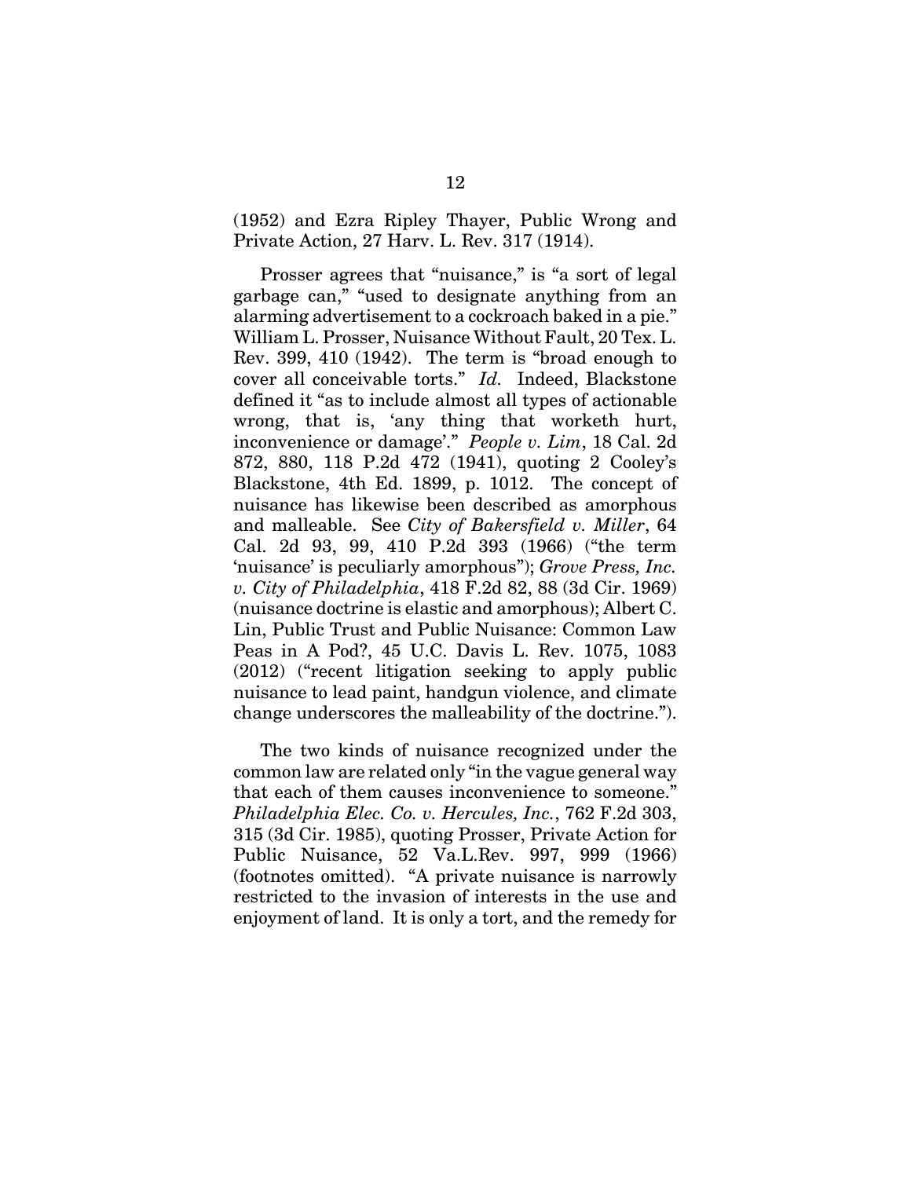(1952) and Ezra Ripley Thayer, Public Wrong and Private Action, 27 Harv. L. Rev. 317 (1914).

Prosser agrees that "nuisance," is "a sort of legal garbage can," "used to designate anything from an alarming advertisement to a cockroach baked in a pie." William L. Prosser, Nuisance Without Fault, 20 Tex. L. Rev. 399, 410 (1942). The term is "broad enough to cover all conceivable torts." *Id.* Indeed, Blackstone defined it "as to include almost all types of actionable wrong, that is, 'any thing that worketh hurt, inconvenience or damage'." *People v. Lim*, 18 Cal. 2d 872, 880, 118 P.2d 472 (1941), quoting 2 Cooley's Blackstone, 4th Ed. 1899, p. 1012. The concept of nuisance has likewise been described as amorphous and malleable. See *City of Bakersfield v. Miller*, 64 Cal. 2d 93, 99, 410 P.2d 393 (1966) ("the term 'nuisance' is peculiarly amorphous"); *Grove Press, Inc. v. City of Philadelphia*, 418 F.2d 82, 88 (3d Cir. 1969) (nuisance doctrine is elastic and amorphous); Albert C. Lin, Public Trust and Public Nuisance: Common Law Peas in A Pod?, 45 U.C. Davis L. Rev. 1075, 1083 (2012) ("recent litigation seeking to apply public nuisance to lead paint, handgun violence, and climate change underscores the malleability of the doctrine.").

The two kinds of nuisance recognized under the common law are related only "in the vague general way that each of them causes inconvenience to someone." *Philadelphia Elec. Co. v. Hercules, Inc.*, 762 F.2d 303, 315 (3d Cir. 1985), quoting Prosser, Private Action for Public Nuisance, 52 Va.L.Rev. 997, 999 (1966) (footnotes omitted). "A private nuisance is narrowly restricted to the invasion of interests in the use and enjoyment of land. It is only a tort, and the remedy for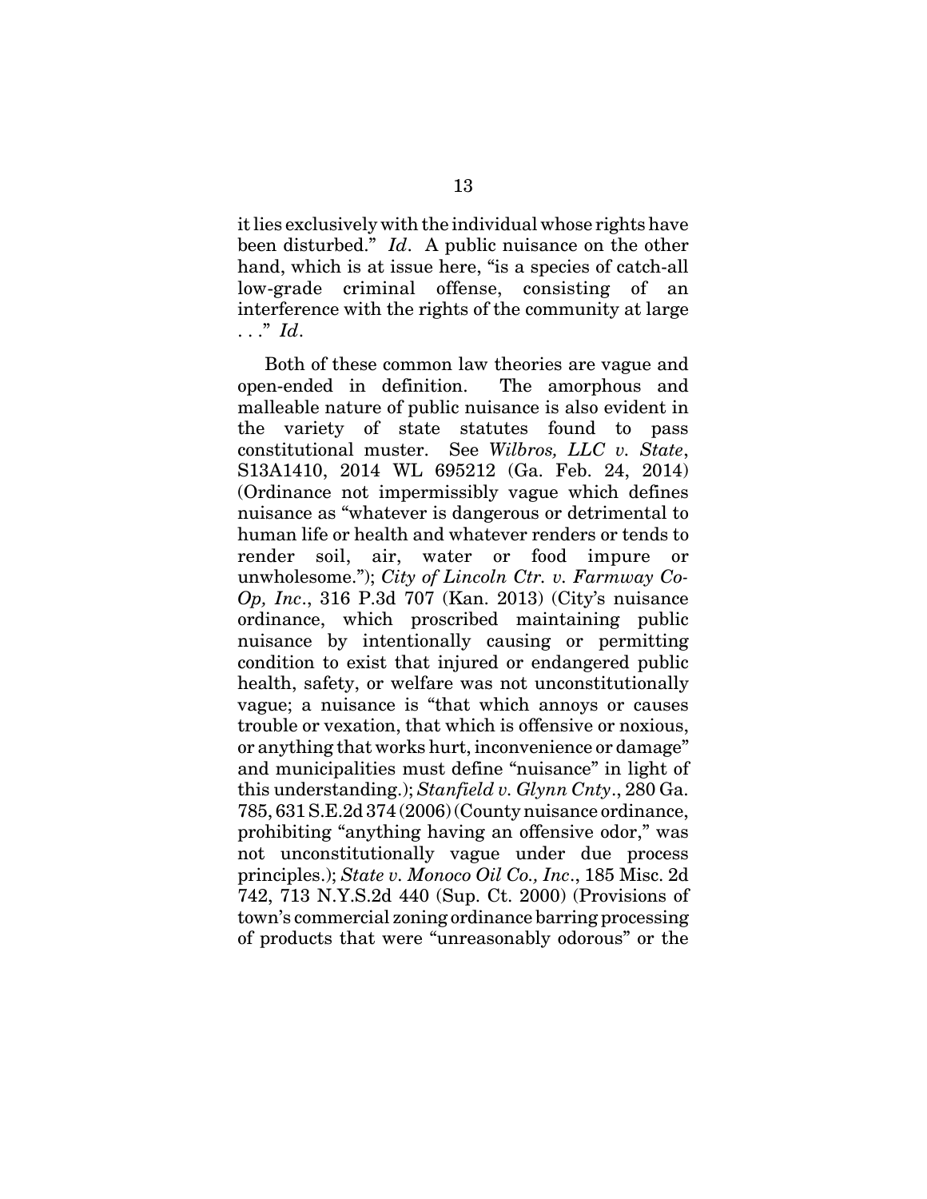it lies exclusively with the individual whose rights have been disturbed." *Id*. A public nuisance on the other hand, which is at issue here, "is a species of catch-all low-grade criminal offense, consisting of an interference with the rights of the community at large . . ." *Id*.

Both of these common law theories are vague and open-ended in definition. The amorphous and malleable nature of public nuisance is also evident in the variety of state statutes found to pass constitutional muster. See *Wilbros, LLC v. State*, S13A1410, 2014 WL 695212 (Ga. Feb. 24, 2014) (Ordinance not impermissibly vague which defines nuisance as "whatever is dangerous or detrimental to human life or health and whatever renders or tends to render soil, air, water or food impure or unwholesome."); *City of Lincoln Ctr. v. Farmway Co-Op, Inc*., 316 P.3d 707 (Kan. 2013) (City's nuisance ordinance, which proscribed maintaining public nuisance by intentionally causing or permitting condition to exist that injured or endangered public health, safety, or welfare was not unconstitutionally vague; a nuisance is "that which annoys or causes trouble or vexation, that which is offensive or noxious, or anything that works hurt, inconvenience or damage" and municipalities must define "nuisance" in light of this understanding.); *Stanfield v. Glynn Cnty*., 280 Ga. 785, 631 S.E.2d 374 (2006) (County nuisance ordinance, prohibiting "anything having an offensive odor," was not unconstitutionally vague under due process principles.); *State v. Monoco Oil Co., Inc*., 185 Misc. 2d 742, 713 N.Y.S.2d 440 (Sup. Ct. 2000) (Provisions of town's commercial zoning ordinance barring processing of products that were "unreasonably odorous" or the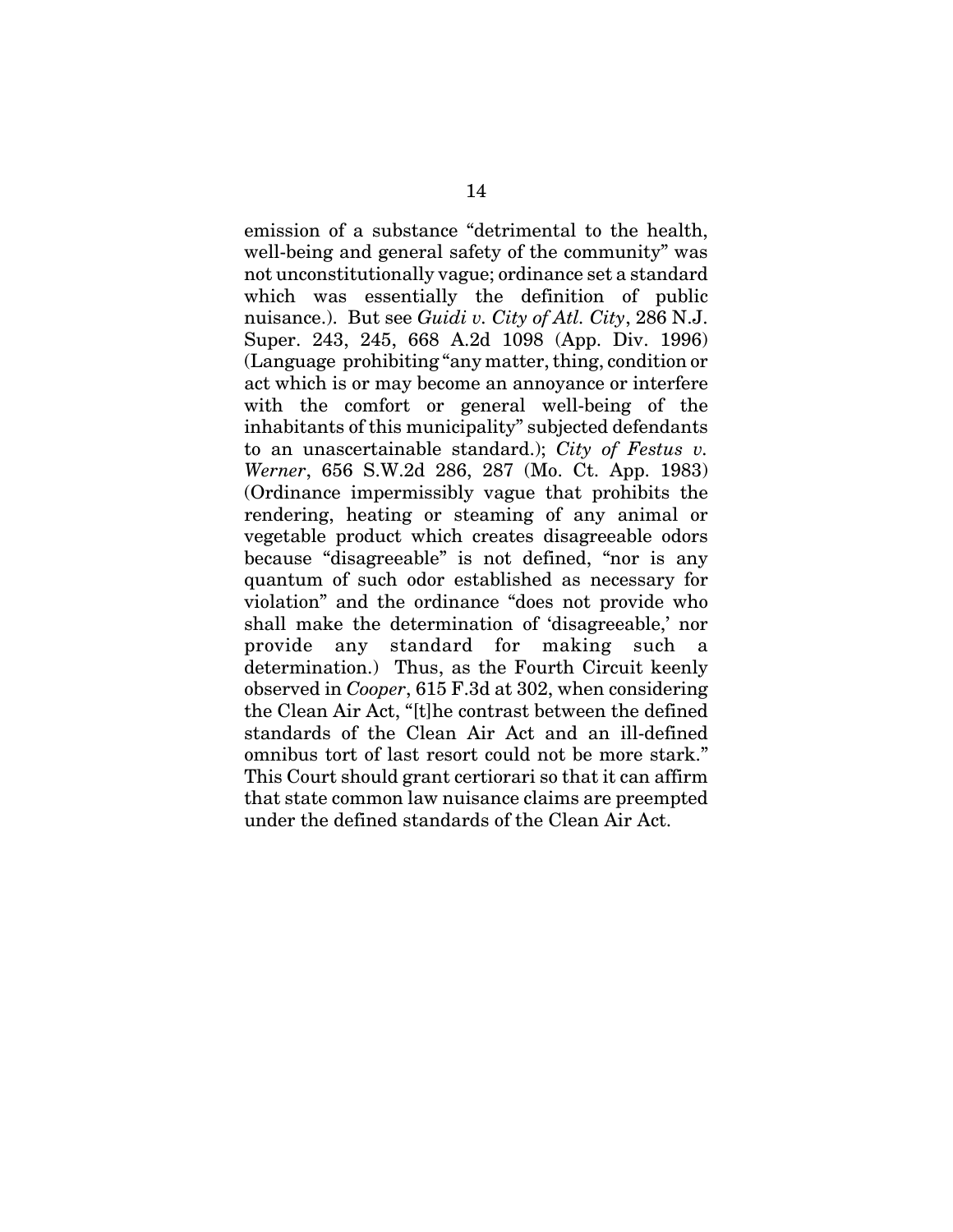emission of a substance "detrimental to the health, well-being and general safety of the community" was not unconstitutionally vague; ordinance set a standard which was essentially the definition of public nuisance.). But see *Guidi v. City of Atl. City*, 286 N.J. Super. 243, 245, 668 A.2d 1098 (App. Div. 1996) (Language prohibiting "any matter, thing, condition or act which is or may become an annoyance or interfere with the comfort or general well-being of the inhabitants of this municipality" subjected defendants to an unascertainable standard.); *City of Festus v. Werner*, 656 S.W.2d 286, 287 (Mo. Ct. App. 1983) (Ordinance impermissibly vague that prohibits the rendering, heating or steaming of any animal or vegetable product which creates disagreeable odors because "disagreeable" is not defined, "nor is any quantum of such odor established as necessary for violation" and the ordinance "does not provide who shall make the determination of 'disagreeable,' nor provide any standard for making such a determination.) Thus, as the Fourth Circuit keenly observed in *Cooper*, 615 F.3d at 302, when considering the Clean Air Act, "[t]he contrast between the defined standards of the Clean Air Act and an ill-defined omnibus tort of last resort could not be more stark." This Court should grant certiorari so that it can affirm that state common law nuisance claims are preempted under the defined standards of the Clean Air Act.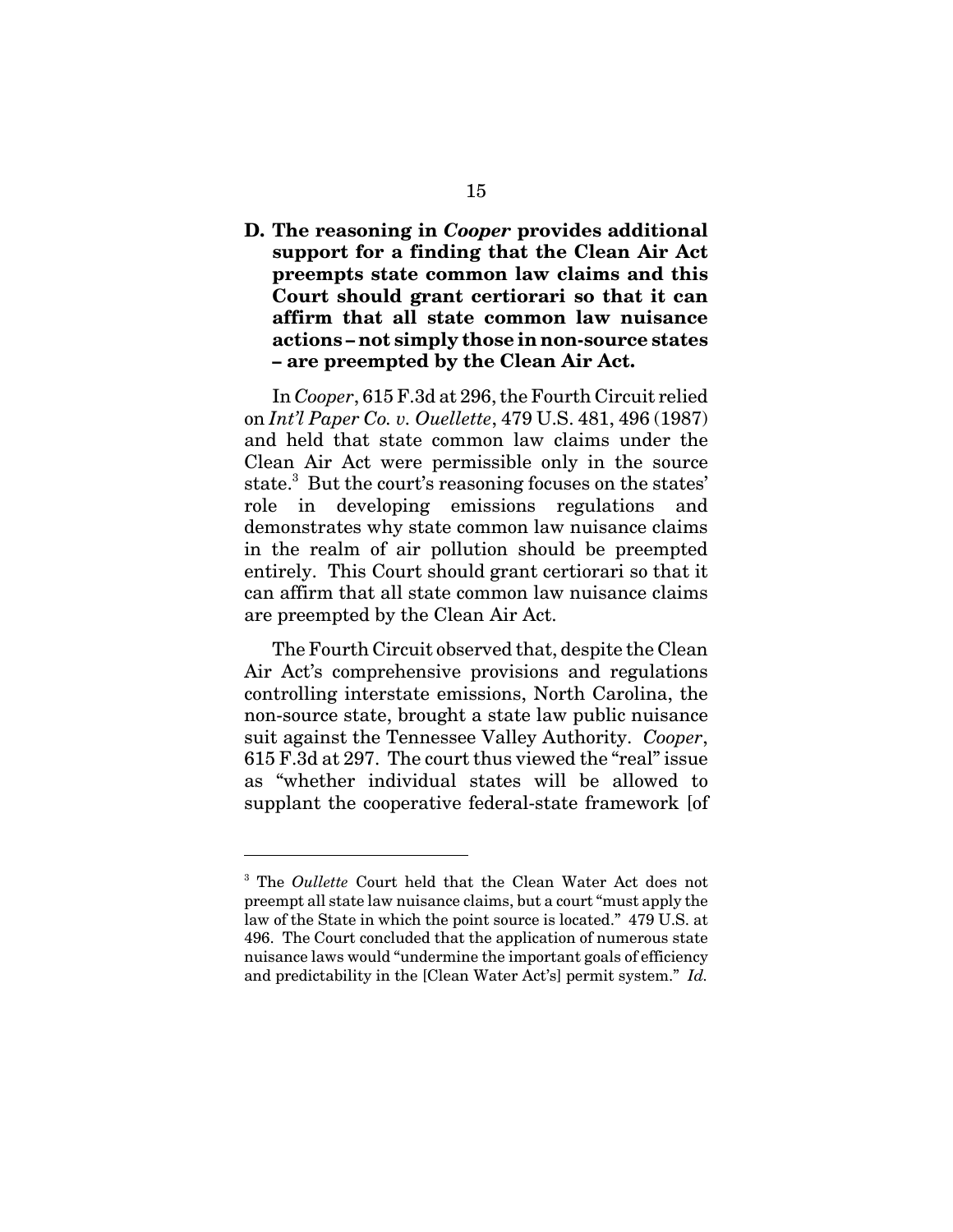**D. The reasoning in *Cooper* provides additional support for a finding that the Clean Air Act preempts state common law claims and this Court should grant certiorari so that it can affirm that all state common law nuisance actions – not simply those in non-source states – are preempted by the Clean Air Act.**

In *Cooper*, 615 F.3d at 296, the Fourth Circuit relied on *Int'l Paper Co. v. Ouellette*, 479 U.S. 481, 496 (1987) and held that state common law claims under the Clean Air Act were permissible only in the source state.[3] But the court's reasoning focuses on the states' role in developing emissions regulations and demonstrates why state common law nuisance claims in the realm of air pollution should be preempted entirely. This Court should grant certiorari so that it can affirm that all state common law nuisance claims are preempted by the Clean Air Act.

The Fourth Circuit observed that, despite the Clean Air Act's comprehensive provisions and regulations controlling interstate emissions, North Carolina, the non-source state, brought a state law public nuisance suit against the Tennessee Valley Authority. *Cooper*, 615 F.3d at 297. The court thus viewed the "real" issue as "whether individual states will be allowed to supplant the cooperative federal-state framework [of

---

[3] The *Oullette* Court held that the Clean Water Act does not preempt all state law nuisance claims, but a court "must apply the law of the State in which the point source is located." 479 U.S. at 496. The Court concluded that the application of numerous state nuisance laws would "undermine the important goals of efficiency and predictability in the [Clean Water Act's] permit system." *Id.*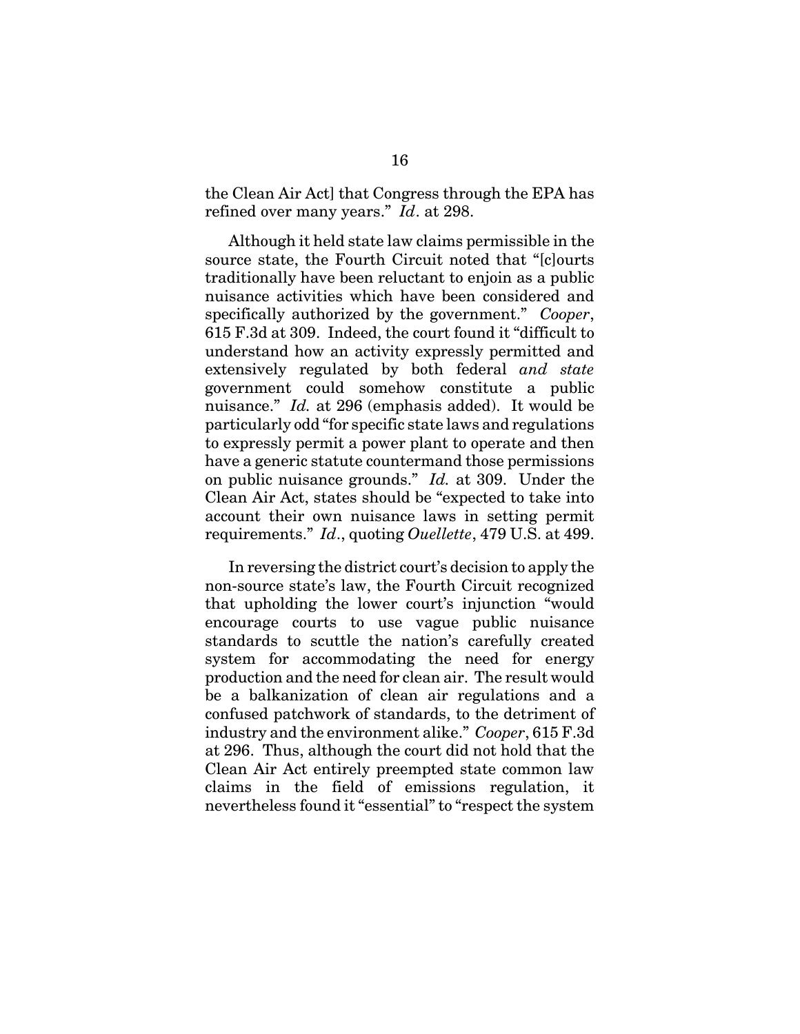the Clean Air Act] that Congress through the EPA has refined over many years." *Id*. at 298.

Although it held state law claims permissible in the source state, the Fourth Circuit noted that "[c]ourts traditionally have been reluctant to enjoin as a public nuisance activities which have been considered and specifically authorized by the government." *Cooper*, 615 F.3d at 309. Indeed, the court found it "difficult to understand how an activity expressly permitted and extensively regulated by both federal *and state* government could somehow constitute a public nuisance." *Id.* at 296 (emphasis added). It would be particularly odd "for specific state laws and regulations to expressly permit a power plant to operate and then have a generic statute countermand those permissions on public nuisance grounds." *Id.* at 309. Under the Clean Air Act, states should be "expected to take into account their own nuisance laws in setting permit requirements." *Id*., quoting *Ouellette*, 479 U.S. at 499.

In reversing the district court's decision to apply the non-source state's law, the Fourth Circuit recognized that upholding the lower court's injunction "would encourage courts to use vague public nuisance standards to scuttle the nation's carefully created system for accommodating the need for energy production and the need for clean air. The result would be a balkanization of clean air regulations and a confused patchwork of standards, to the detriment of industry and the environment alike." *Cooper*, 615 F.3d at 296. Thus, although the court did not hold that the Clean Air Act entirely preempted state common law claims in the field of emissions regulation, it nevertheless found it "essential" to "respect the system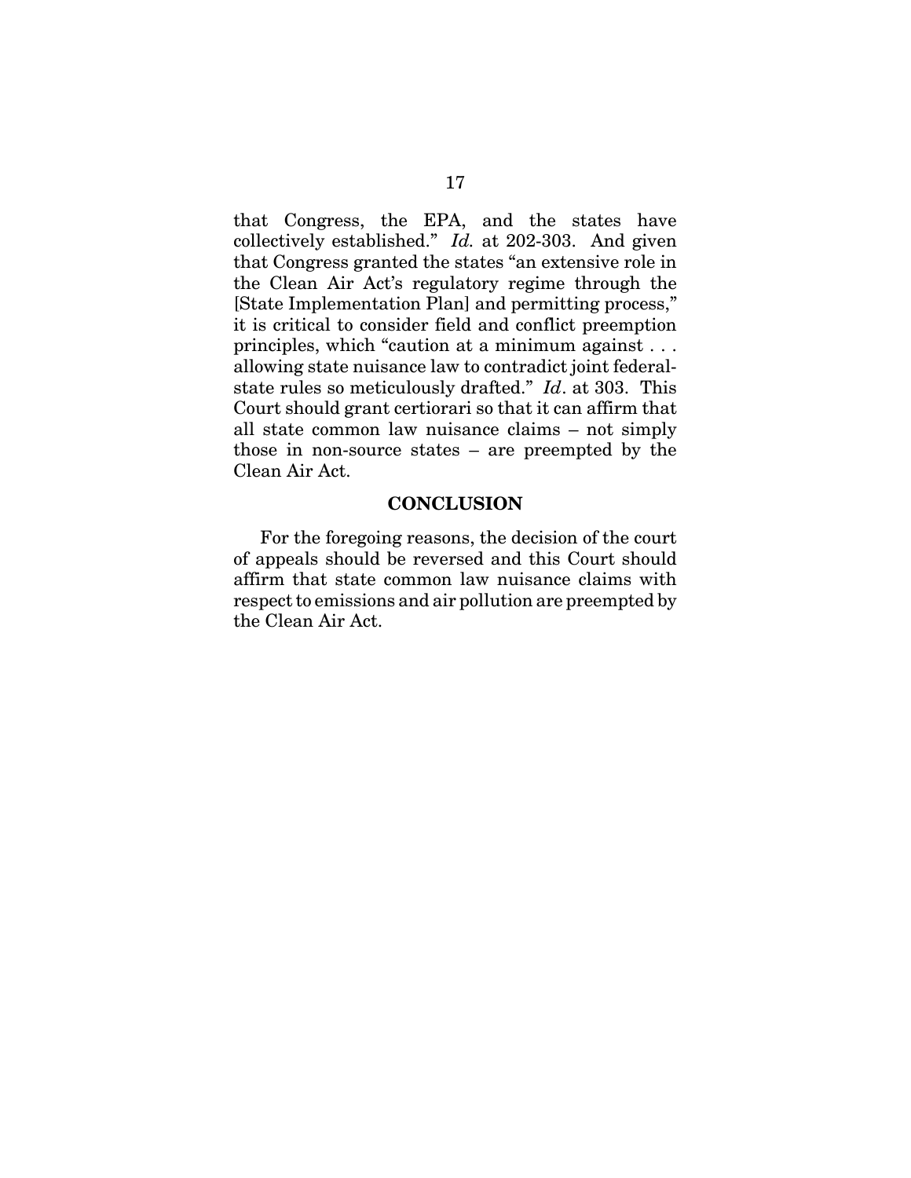that Congress, the EPA, and the states have collectively established." *Id.* at 202-303. And given that Congress granted the states "an extensive role in the Clean Air Act's regulatory regime through the [State Implementation Plan] and permitting process," it is critical to consider field and conflict preemption principles, which "caution at a minimum against . . . allowing state nuisance law to contradict joint federal-state rules so meticulously drafted." *Id*. at 303. This Court should grant certiorari so that it can affirm that all state common law nuisance claims – not simply those in non-source states – are preempted by the Clean Air Act.

## CONCLUSION

For the foregoing reasons, the decision of the court of appeals should be reversed and this Court should affirm that state common law nuisance claims with respect to emissions and air pollution are preempted by the Clean Air Act.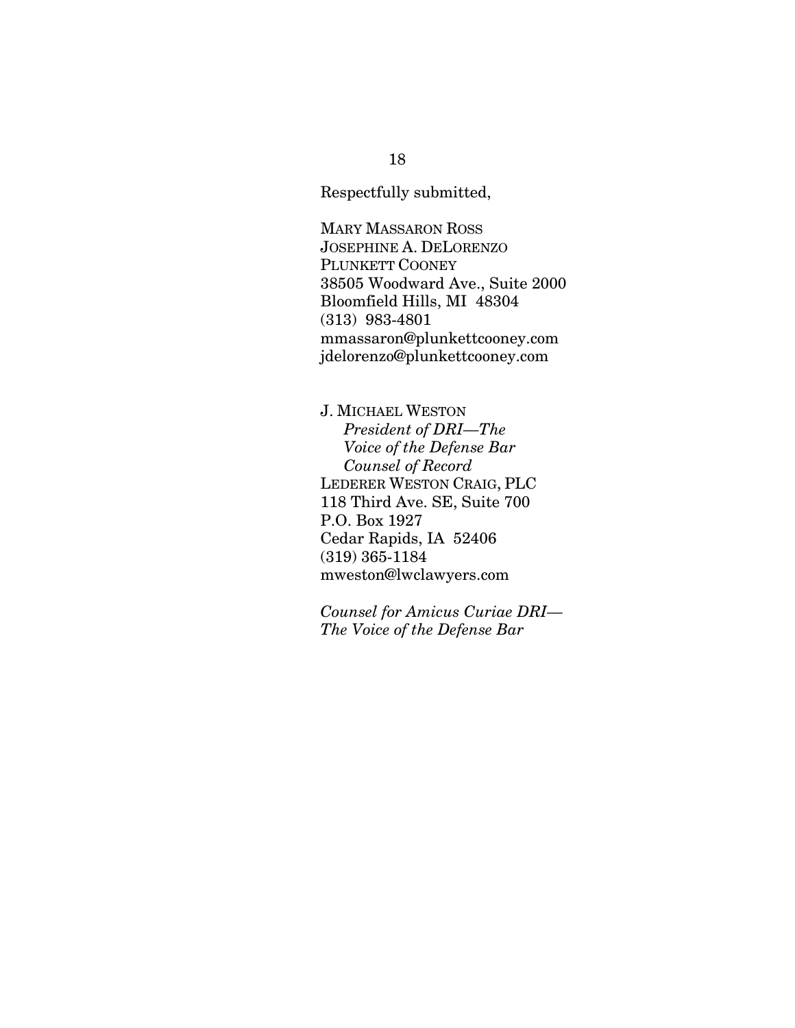Respectfully submitted,

MARY MASSARON ROSS
JOSEPHINE A. DELORENZO
PLUNKETT COONEY
38505 Woodward Ave., Suite 2000
Bloomfield Hills, MI 48304
(313) 983-4801
mmassaron@plunkettcooney.com
jdelorenzo@plunkettcooney.com

J. MICHAEL WESTON
*President of DRI—The Voice of the Defense Bar*
*Counsel of Record*
LEDERER WESTON CRAIG, PLC
118 Third Ave. SE, Suite 700
P.O. Box 1927
Cedar Rapids, IA 52406
(319) 365-1184
mweston@lwclawyers.com

*Counsel for Amicus Curiae DRI—The Voice of the Defense Bar*